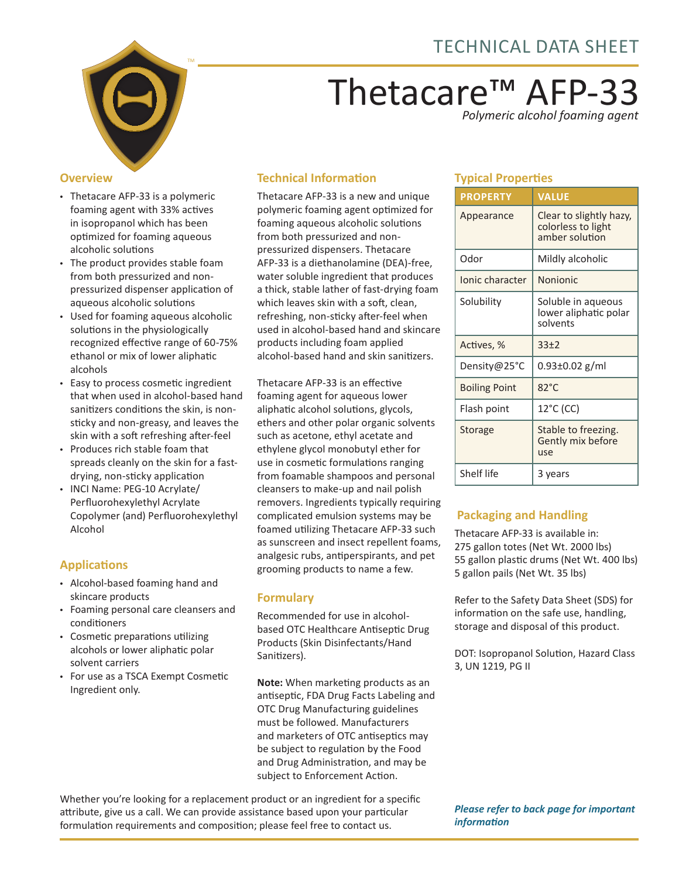TECHNICAL DATA SHEET

# Thetacare™ AFP-33

*Polymeric alcohol foaming agent*

## Overview

- Thetacare AFP-33 is a polymeric foaming agent with 33% actives in isopropanol which has been optimized for foaming aqueous alcoholic solutions
- The product provides stable foam from both pressurized and non-pressurized dispenser application of aqueous alcoholic solutions
- Used for foaming aqueous alcoholic solutions in the physiologically recognized effective range of 60-75% ethanol or mix of lower aliphatic alcohols
- Easy to process cosmetic ingredient that when used in alcohol-based hand sanitizers conditions the skin, is non-sticky and non-greasy, and leaves the skin with a soft refreshing after-feel
- Produces rich stable foam that spreads cleanly on the skin for a fast-drying, non-sticky application
- INCI Name: PEG-10 Acrylate/ Perfluorohexylethyl Acrylate Copolymer (and) Perfluorohexylethyl Alcohol

## Applications

- Alcohol-based foaming hand and skincare products
- Foaming personal care cleansers and conditioners
- Cosmetic preparations utilizing alcohols or lower aliphatic polar solvent carriers
- For use as a TSCA Exempt Cosmetic Ingredient only.

## Technical Information

Thetacare AFP-33 is a new and unique polymeric foaming agent optimized for foaming aqueous alcoholic solutions from both pressurized and non-pressurized dispensers. Thetacare AFP-33 is a diethanolamine (DEA)-free, water soluble ingredient that produces a thick, stable lather of fast-drying foam which leaves skin with a soft, clean, refreshing, non-sticky after-feel when used in alcohol-based hand and skincare products including foam applied alcohol-based hand and skin sanitizers.

Thetacare AFP-33 is an effective foaming agent for aqueous lower aliphatic alcohol solutions, glycols, ethers and other polar organic solvents such as acetone, ethyl acetate and ethylene glycol monobutyl ether for use in cosmetic formulations ranging from foamable shampoos and personal cleansers to make-up and nail polish removers. Ingredients typically requiring complicated emulsion systems may be foamed utilizing Thetacare AFP-33 such as sunscreen and insect repellent foams, analgesic rubs, antiperspirants, and pet grooming products to name a few.

## Formulary

Recommended for use in alcohol-based OTC Healthcare Antiseptic Drug Products (Skin Disinfectants/Hand Sanitizers).

**Note:** When marketing products as an antiseptic, FDA Drug Facts Labeling and OTC Drug Manufacturing guidelines must be followed. Manufacturers and marketers of OTC antiseptics may be subject to regulation by the Food and Drug Administration, and may be subject to Enforcement Action.

## Typical Properties

| PROPERTY | VALUE |
|---|---|
| Appearance | Clear to slightly hazy, colorless to light amber solution |
| Odor | Mildly alcoholic |
| Ionic character | Nonionic |
| Solubility | Soluble in aqueous lower aliphatic polar solvents |
| Actives, % | 33±2 |
| Density@25°C | 0.93±0.02 g/ml |
| Boiling Point | 82°C |
| Flash point | 12°C (CC) |
| Storage | Stable to freezing. Gently mix before use |
| Shelf life | 3 years |

## Packaging and Handling

Thetacare AFP-33 is available in:
275 gallon totes (Net Wt. 2000 lbs)
55 gallon plastic drums (Net Wt. 400 lbs)
5 gallon pails (Net Wt. 35 lbs)

Refer to the Safety Data Sheet (SDS) for information on the safe use, handling, storage and disposal of this product.

DOT: Isopropanol Solution, Hazard Class 3, UN 1219, PG II

Whether you're looking for a replacement product or an ingredient for a specific attribute, give us a call. We can provide assistance based upon your particular formulation requirements and composition; please feel free to contact us.

***Please refer to back page for important information***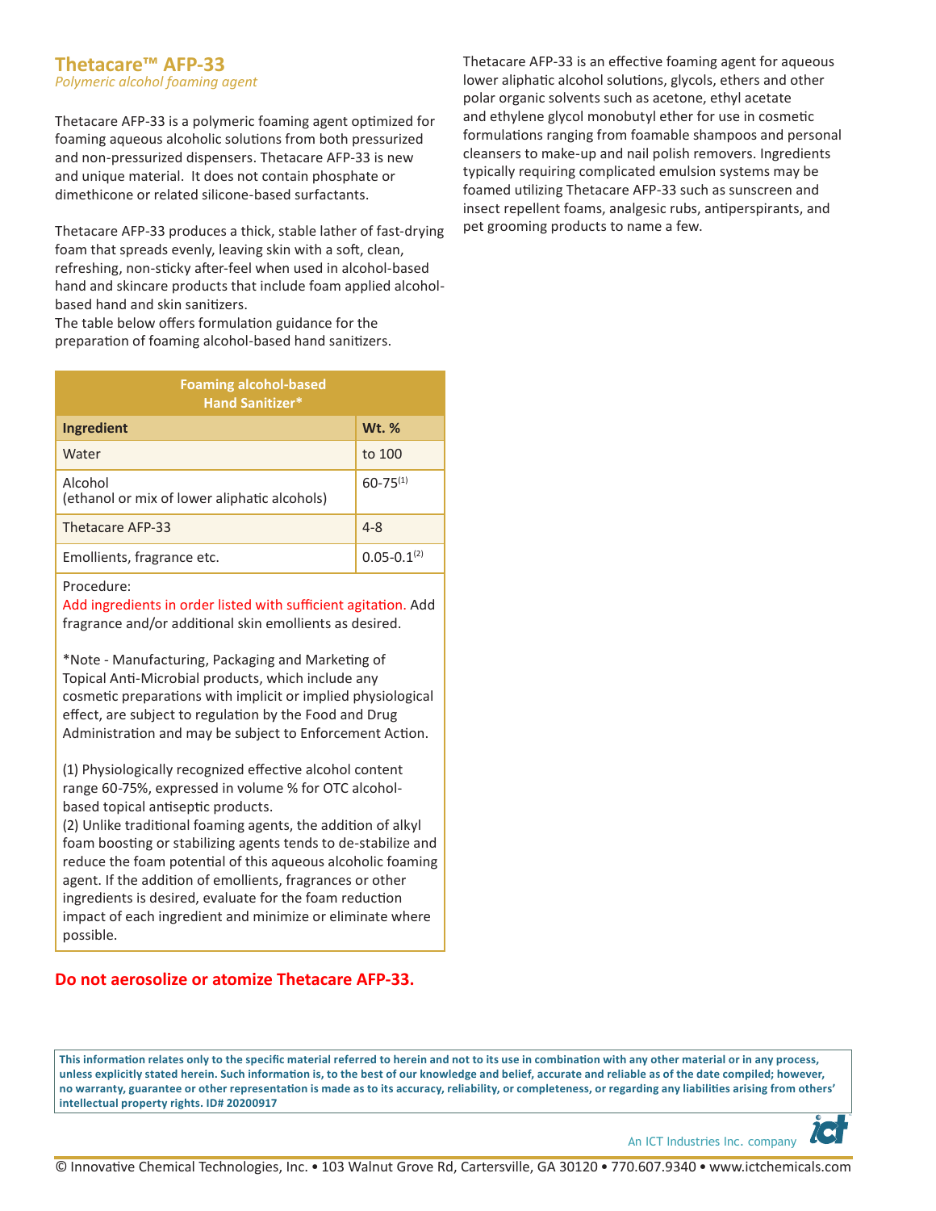# Thetacare™ AFP-33

*Polymeric alcohol foaming agent*

Thetacare AFP-33 is a polymeric foaming agent optimized for foaming aqueous alcoholic solutions from both pressurized and non-pressurized dispensers. Thetacare AFP-33 is new and unique material. It does not contain phosphate or dimethicone or related silicone-based surfactants.

Thetacare AFP-33 produces a thick, stable lather of fast-drying foam that spreads evenly, leaving skin with a soft, clean, refreshing, non-sticky after-feel when used in alcohol-based hand and skincare products that include foam applied alcohol-based hand and skin sanitizers.
The table below offers formulation guidance for the preparation of foaming alcohol-based hand sanitizers.

| Foaming alcohol-based Hand Sanitizer* | |
|---|---|
| **Ingredient** | **Wt. %** |
| Water | to 100 |
| Alcohol (ethanol or mix of lower aliphatic alcohols) | 60-75[(1)] |
| Thetacare AFP-33 | 4-8 |
| Emollients, fragrance etc. | 0.05-0.1[(2)] |

Procedure:
Add ingredients in order listed with sufficient agitation. Add fragrance and/or additional skin emollients as desired.

*Note - Manufacturing, Packaging and Marketing of Topical Anti-Microbial products, which include any cosmetic preparations with implicit or implied physiological effect, are subject to regulation by the Food and Drug Administration and may be subject to Enforcement Action.

(1) Physiologically recognized effective alcohol content range 60-75%, expressed in volume % for OTC alcohol-based topical antiseptic products.
(2) Unlike traditional foaming agents, the addition of alkyl foam boosting or stabilizing agents tends to de-stabilize and reduce the foam potential of this aqueous alcoholic foaming agent. If the addition of emollients, fragrances or other ingredients is desired, evaluate for the foam reduction impact of each ingredient and minimize or eliminate where possible.

**Do not aerosolize or atomize Thetacare AFP-33.**

Thetacare AFP-33 is an effective foaming agent for aqueous lower aliphatic alcohol solutions, glycols, ethers and other polar organic solvents such as acetone, ethyl acetate and ethylene glycol monobutyl ether for use in cosmetic formulations ranging from foamable shampoos and personal cleansers to make-up and nail polish removers. Ingredients typically requiring complicated emulsion systems may be foamed utilizing Thetacare AFP-33 such as sunscreen and insect repellent foams, analgesic rubs, antiperspirants, and pet grooming products to name a few.

**This information relates only to the specific material referred to herein and not to its use in combination with any other material or in any process, unless explicitly stated herein. Such information is, to the best of our knowledge and belief, accurate and reliable as of the date compiled; however, no warranty, guarantee or other representation is made as to its accuracy, reliability, or completeness, or regarding any liabilities arising from others' intellectual property rights. ID# 20200917**

An ICT Industries Inc. company

© Innovative Chemical Technologies, Inc. • 103 Walnut Grove Rd, Cartersville, GA 30120 • 770.607.9340 • www.ictchemicals.com